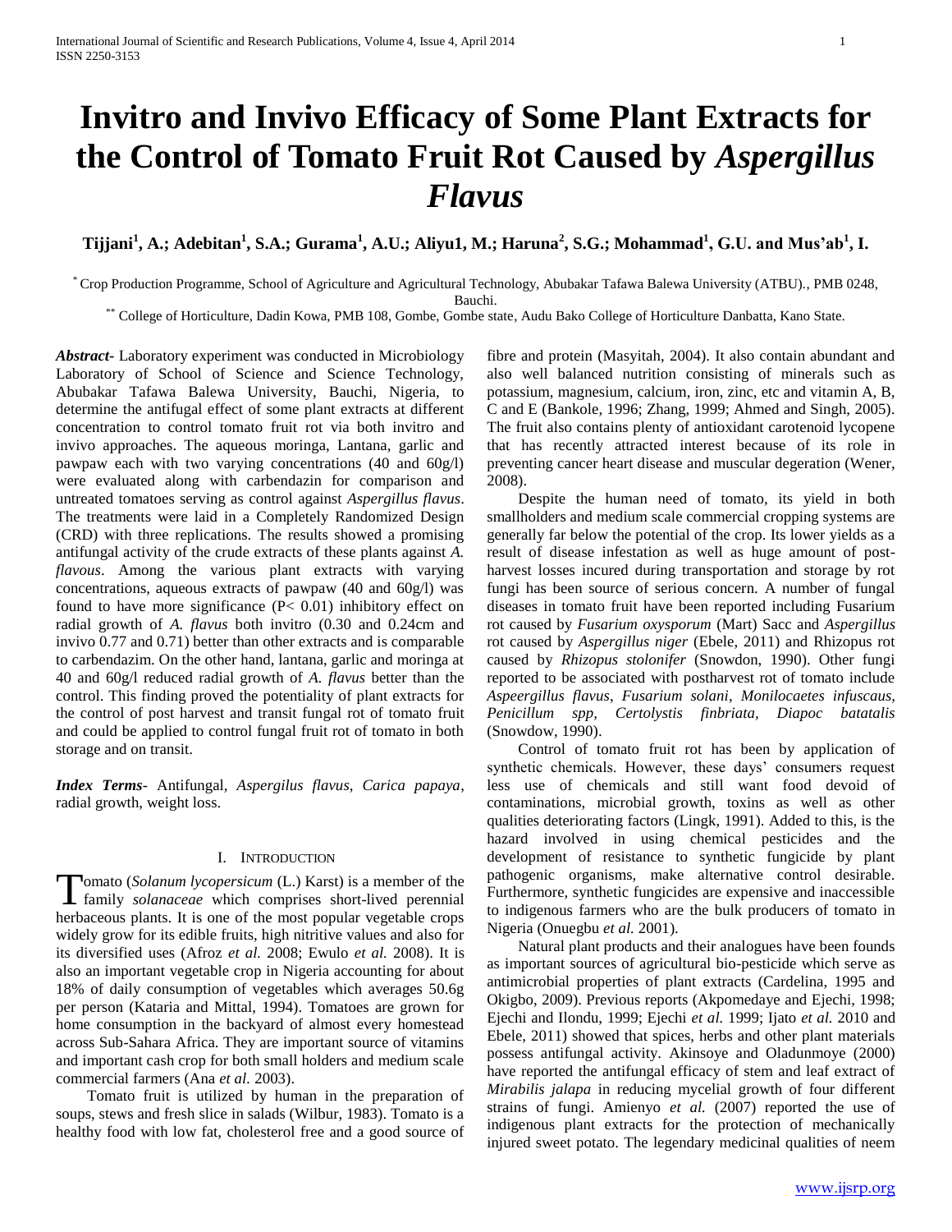# Invitro and Invivo Efficacy of Some Plant Extracts for the Control of Tomato Fruit Rot Caused by *Aspergillus Flavus*

**Tijjani[1], A.; Adebitan[1], S.A.; Gurama[1], A.U.; Aliyu1, M.; Haruna[2], S.G.; Mohammad[1], G.U. and Mus'ab[1], I.**

[*] Crop Production Programme, School of Agriculture and Agricultural Technology, Abubakar Tafawa Balewa University (ATBU)., PMB 0248, Bauchi.

[**] College of Horticulture, Dadin Kowa, PMB 108, Gombe, Gombe state, Audu Bako College of Horticulture Danbatta, Kano State.

***Abstract-*** Laboratory experiment was conducted in Microbiology Laboratory of School of Science and Science Technology, Abubakar Tafawa Balewa University, Bauchi, Nigeria, to determine the antifugal effect of some plant extracts at different concentration to control tomato fruit rot via both invitro and invivo approaches. The aqueous moringa, Lantana, garlic and pawpaw each with two varying concentrations (40 and 60g/l) were evaluated along with carbendazin for comparison and untreated tomatoes serving as control against *Aspergillus flavus*. The treatments were laid in a Completely Randomized Design (CRD) with three replications. The results showed a promising antifungal activity of the crude extracts of these plants against *A. flavous*. Among the various plant extracts with varying concentrations, aqueous extracts of pawpaw (40 and 60g/l) was found to have more significance ($P< 0.01$) inhibitory effect on radial growth of *A. flavus* both invitro (0.30 and 0.24cm and invivo 0.77 and 0.71) better than other extracts and is comparable to carbendazim. On the other hand, lantana, garlic and moringa at 40 and 60g/l reduced radial growth of *A. flavus* better than the control. This finding proved the potentiality of plant extracts for the control of post harvest and transit fungal rot of tomato fruit and could be applied to control fungal fruit rot of tomato in both storage and on transit.

***Index Terms*-** Antifungal, *Aspergilus flavus, Carica papaya*, radial growth, weight loss.

## I. Introduction

Tomato (*Solanum lycopersicum* (L.) Karst) is a member of the family *solanaceae* which comprises short-lived perennial herbaceous plants. It is one of the most popular vegetable crops widely grow for its edible fruits, high nitritive values and also for its diversified uses (Afroz *et al.* 2008; Ewulo *et al.* 2008). It is also an important vegetable crop in Nigeria accounting for about 18% of daily consumption of vegetables which averages 50.6g per person (Kataria and Mittal, 1994). Tomatoes are grown for home consumption in the backyard of almost every homestead across Sub-Sahara Africa. They are important source of vitamins and important cash crop for both small holders and medium scale commercial farmers (Ana *et al.* 2003).

Tomato fruit is utilized by human in the preparation of soups, stews and fresh slice in salads (Wilbur, 1983). Tomato is a healthy food with low fat, cholesterol free and a good source of fibre and protein (Masyitah, 2004). It also contain abundant and also well balanced nutrition consisting of minerals such as potassium, magnesium, calcium, iron, zinc, etc and vitamin A, B, C and E (Bankole, 1996; Zhang, 1999; Ahmed and Singh, 2005). The fruit also contains plenty of antioxidant carotenoid lycopene that has recently attracted interest because of its role in preventing cancer heart disease and muscular degeration (Wener, 2008).

Despite the human need of tomato, its yield in both smallholders and medium scale commercial cropping systems are generally far below the potential of the crop. Its lower yields as a result of disease infestation as well as huge amount of post-harvest losses incured during transportation and storage by rot fungi has been source of serious concern. A number of fungal diseases in tomato fruit have been reported including Fusarium rot caused by *Fusarium oxysporum* (Mart) Sacc and *Aspergillus* rot caused by *Aspergillus niger* (Ebele, 2011) and Rhizopus rot caused by *Rhizopus stolonifer* (Snowdon, 1990). Other fungi reported to be associated with postharvest rot of tomato include *Aspeergillus flavus, Fusarium solani, Monilocaetes infuscaus, Penicillum spp, Certolystis finbriata, Diapoc batatalis* (Snowdow, 1990).

Control of tomato fruit rot has been by application of synthetic chemicals. However, these days' consumers request less use of chemicals and still want food devoid of contaminations, microbial growth, toxins as well as other qualities deteriorating factors (Lingk, 1991). Added to this, is the hazard involved in using chemical pesticides and the development of resistance to synthetic fungicide by plant pathogenic organisms, make alternative control desirable. Furthermore, synthetic fungicides are expensive and inaccessible to indigenous farmers who are the bulk producers of tomato in Nigeria (Onuegbu *et al.* 2001).

Natural plant products and their analogues have been founds as important sources of agricultural bio-pesticide which serve as antimicrobial properties of plant extracts (Cardelina, 1995 and Okigbo, 2009). Previous reports (Akpomedaye and Ejechi, 1998; Ejechi and Ilondu, 1999; Ejechi *et al.* 1999; Ijato *et al.* 2010 and Ebele, 2011) showed that spices, herbs and other plant materials possess antifungal activity. Akinsoye and Oladunmoye (2000) have reported the antifungal efficacy of stem and leaf extract of *Mirabilis jalapa* in reducing mycelial growth of four different strains of fungi. Amienyo *et al.* (2007) reported the use of indigenous plant extracts for the protection of mechanically injured sweet potato. The legendary medicinal qualities of neem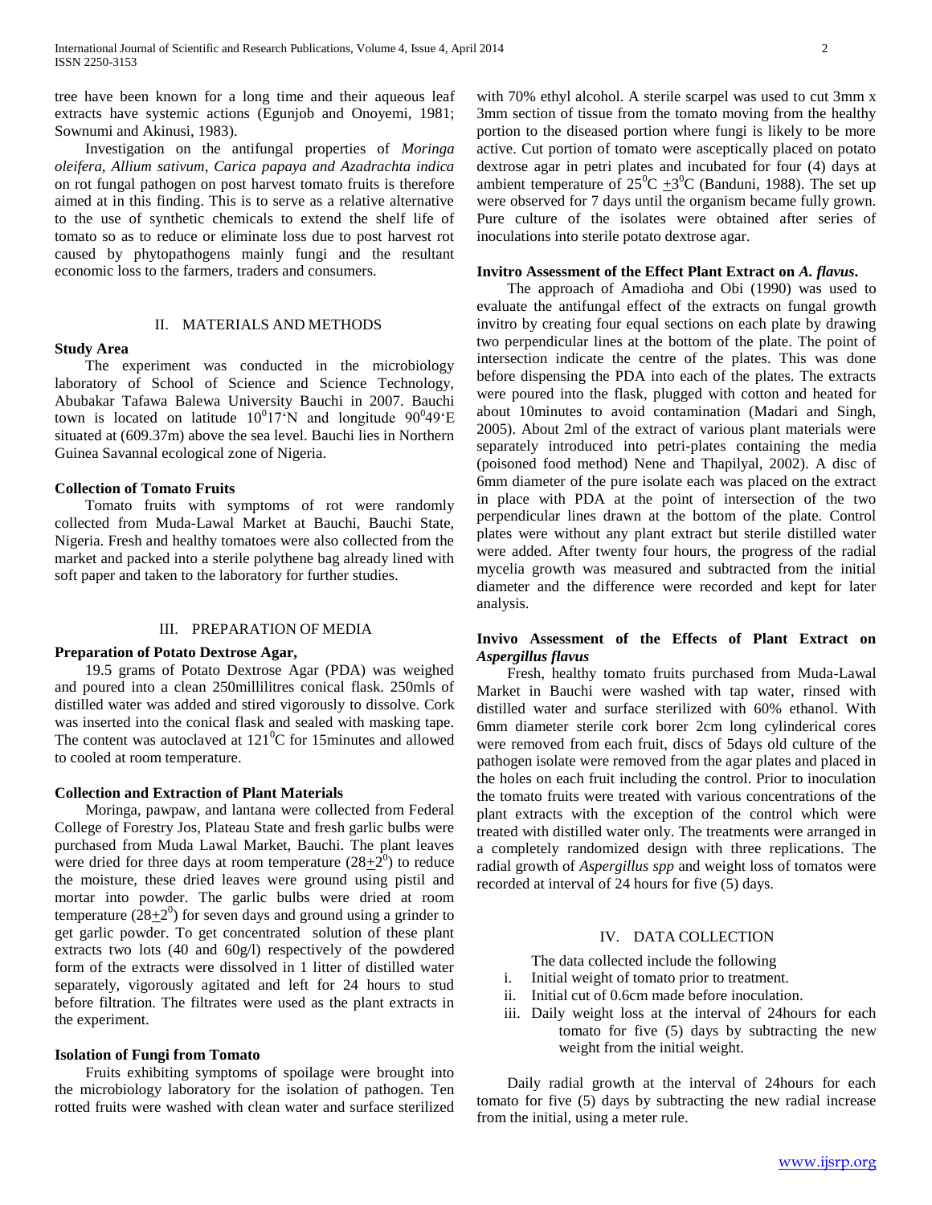tree have been known for a long time and their aqueous leaf extracts have systemic actions (Egunjob and Onoyemi, 1981; Sownumi and Akinusi, 1983).

Investigation on the antifungal properties of *Moringa oleifera, Allium sativum, Carica papaya and Azadrachta indica* on rot fungal pathogen on post harvest tomato fruits is therefore aimed at in this finding. This is to serve as a relative alternative to the use of synthetic chemicals to extend the shelf life of tomato so as to reduce or eliminate loss due to post harvest rot caused by phytopathogens mainly fungi and the resultant economic loss to the farmers, traders and consumers.

## II. MATERIALS AND METHODS

**Study Area**

The experiment was conducted in the microbiology laboratory of School of Science and Science Technology, Abubakar Tafawa Balewa University Bauchi in 2007. Bauchi town is located on latitude $10^0 17$'N and longitude $90^0 49$'E situated at (609.37m) above the sea level. Bauchi lies in Northern Guinea Savannal ecological zone of Nigeria.

**Collection of Tomato Fruits**

Tomato fruits with symptoms of rot were randomly collected from Muda-Lawal Market at Bauchi, Bauchi State, Nigeria. Fresh and healthy tomatoes were also collected from the market and packed into a sterile polythene bag already lined with soft paper and taken to the laboratory for further studies.

## III. PREPARATION OF MEDIA

**Preparation of Potato Dextrose Agar,**

19.5 grams of Potato Dextrose Agar (PDA) was weighed and poured into a clean 250millilitres conical flask. 250mls of distilled water was added and stired vigorously to dissolve. Cork was inserted into the conical flask and sealed with masking tape. The content was autoclaved at $121^0$C for 15minutes and allowed to cooled at room temperature.

**Collection and Extraction of Plant Materials**

Moringa, pawpaw, and lantana were collected from Federal College of Forestry Jos, Plateau State and fresh garlic bulbs were purchased from Muda Lawal Market, Bauchi. The plant leaves were dried for three days at room temperature ($28\pm2^0$) to reduce the moisture, these dried leaves were ground using pistil and mortar into powder. The garlic bulbs were dried at room temperature ($28\pm2^0$) for seven days and ground using a grinder to get garlic powder. To get concentrated solution of these plant extracts two lots (40 and 60g/l) respectively of the powdered form of the extracts were dissolved in 1 litter of distilled water separately, vigorously agitated and left for 24 hours to stud before filtration. The filtrates were used as the plant extracts in the experiment.

**Isolation of Fungi from Tomato**

Fruits exhibiting symptoms of spoilage were brought into the microbiology laboratory for the isolation of pathogen. Ten rotted fruits were washed with clean water and surface sterilized with 70% ethyl alcohol. A sterile scarpel was used to cut 3mm x 3mm section of tissue from the tomato moving from the healthy portion to the diseased portion where fungi is likely to be more active. Cut portion of tomato were asceptically placed on potato dextrose agar in petri plates and incubated for four (4) days at ambient temperature of $25^0$C $\pm3^0$C (Banduni, 1988). The set up were observed for 7 days until the organism became fully grown. Pure culture of the isolates were obtained after series of inoculations into sterile potato dextrose agar.

**Invitro Assessment of the Effect Plant Extract on *A. flavus*.**

The approach of Amadioha and Obi (1990) was used to evaluate the antifungal effect of the extracts on fungal growth invitro by creating four equal sections on each plate by drawing two perpendicular lines at the bottom of the plate. The point of intersection indicate the centre of the plates. This was done before dispensing the PDA into each of the plates. The extracts were poured into the flask, plugged with cotton and heated for about 10minutes to avoid contamination (Madari and Singh, 2005). About 2ml of the extract of various plant materials were separately introduced into petri-plates containing the media (poisoned food method) Nene and Thapilyal, 2002). A disc of 6mm diameter of the pure isolate each was placed on the extract in place with PDA at the point of intersection of the two perpendicular lines drawn at the bottom of the plate. Control plates were without any plant extract but sterile distilled water were added. After twenty four hours, the progress of the radial mycelia growth was measured and subtracted from the initial diameter and the difference were recorded and kept for later analysis.

**Invivo Assessment of the Effects of Plant Extract on *Aspergillus flavus***

Fresh, healthy tomato fruits purchased from Muda-Lawal Market in Bauchi were washed with tap water, rinsed with distilled water and surface sterilized with 60% ethanol. With 6mm diameter sterile cork borer 2cm long cylinderical cores were removed from each fruit, discs of 5days old culture of the pathogen isolate were removed from the agar plates and placed in the holes on each fruit including the control. Prior to inoculation the tomato fruits were treated with various concentrations of the plant extracts with the exception of the control which were treated with distilled water only. The treatments were arranged in a completely randomized design with three replications. The radial growth of *Aspergillus spp* and weight loss of tomatos were recorded at interval of 24 hours for five (5) days.

## IV. DATA COLLECTION

The data collected include the following

i. Initial weight of tomato prior to treatment.
ii. Initial cut of 0.6cm made before inoculation.
iii. Daily weight loss at the interval of 24hours for each tomato for five (5) days by subtracting the new weight from the initial weight.

Daily radial growth at the interval of 24hours for each tomato for five (5) days by subtracting the new radial increase from the initial, using a meter rule.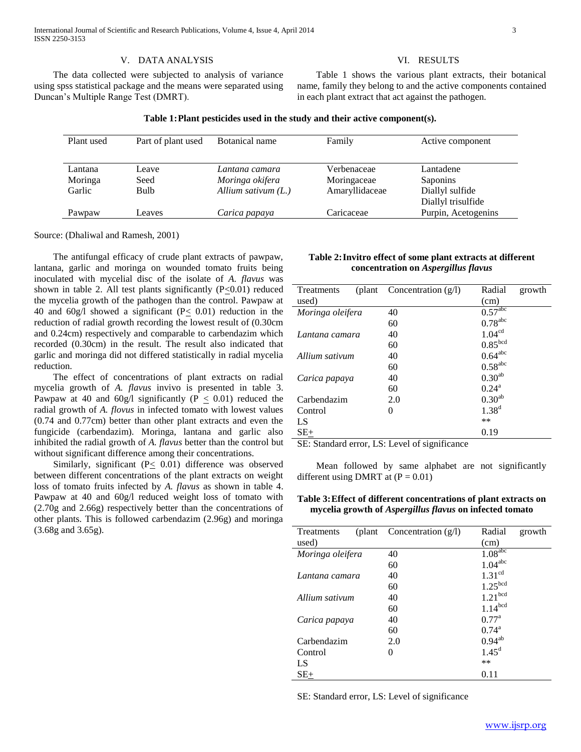## V. DATA ANALYSIS

The data collected were subjected to analysis of variance using spss statistical package and the means were separated using Duncan's Multiple Range Test (DMRT).

## VI. RESULTS

Table 1 shows the various plant extracts, their botanical name, family they belong to and the active components contained in each plant extract that act against the pathogen.

**Table 1: Plant pesticides used in the study and their active component(s).**

| Plant used | Part of plant used | Botanical name | Family | Active component |
|---|---|---|---|---|
| Lantana | Leave | *Lantana camara* | Verbenaceae | Lantadene |
| Moringa | Seed | *Moringa okifera* | Moringaceae | Saponins |
| Garlic | Bulb | *Allium sativum (L.)* | Amaryllidaceae | Diallyl sulfide<br>Diallyl trisulfide |
| Pawpaw | Leaves | *Carica papaya* | Caricaceae | Purpin, Acetogenins |

Source: (Dhaliwal and Ramesh, 2001)

The antifungal efficacy of crude plant extracts of pawpaw, lantana, garlic and moringa on wounded tomato fruits being inoculated with mycelial disc of the isolate of *A. flavus* was shown in table 2. All test plants significantly ($P \leq 0.01$) reduced the mycelia growth of the pathogen than the control. Pawpaw at 40 and 60g/l showed a significant ($P \leq 0.01$) reduction in the reduction of radial growth recording the lowest result of (0.30cm and 0.24cm) respectively and comparable to carbendazim which recorded (0.30cm) in the result. The result also indicated that garlic and moringa did not differed statistically in radial mycelia reduction.

The effect of concentrations of plant extracts on radial mycelia growth of *A. flavus* invivo is presented in table 3. Pawpaw at 40 and 60g/l significantly ($P \leq 0.01$) reduced the radial growth of *A. flovus* in infected tomato with lowest values (0.74 and 0.77cm) better than other plant extracts and even the fungicide (carbendazim). Moringa, lantana and garlic also inhibited the radial growth of *A. flavus* better than the control but without significant difference among their concentrations.

Similarly, significant ($P \leq 0.01$) difference was observed between different concentrations of the plant extracts on weight loss of tomato fruits infected by *A. flavus* as shown in table 4. Pawpaw at 40 and 60g/l reduced weight loss of tomato with (2.70g and 2.66g) respectively better than the concentrations of other plants. This is followed carbendazim (2.96g) and moringa (3.68g and 3.65g).

**Table 2: Invitro effect of some plant extracts at different concentration on *Aspergillus flavus***

| Treatments (plant used) | Concentration (g/l) | Radial growth (cm) |
|---|---|---|
| *Moringa oleifera* | 40 | $0.57^{abc}$ |
| | 60 | $0.78^{abc}$ |
| *Lantana camara* | 40 | $1.04^{cd}$ |
| | 60 | $0.85^{bcd}$ |
| *Allium sativum* | 40 | $0.64^{abc}$ |
| | 60 | $0.58^{abc}$ |
| *Carica papaya* | 40 | $0.30^{ab}$ |
| | 60 | $0.24^{a}$ |
| Carbendazim | 2.0 | $0.30^{ab}$ |
| Control | 0 | $1.38^{d}$ |
| LS | | ** |
| SE± | | 0.19 |

SE: Standard error, LS: Level of significance

Mean followed by same alphabet are not significantly different using DMRT at ($P = 0.01$)

**Table 3: Effect of different concentrations of plant extracts on mycelia growth of *Aspergillus flavus* on infected tomato**

| Treatments (plant used) | Concentration (g/l) | Radial growth (cm) |
|---|---|---|
| *Moringa oleifera* | 40 | $1.08^{abc}$ |
| | 60 | $1.04^{abc}$ |
| *Lantana camara* | 40 | $1.31^{cd}$ |
| | 60 | $1.25^{bcd}$ |
| *Allium sativum* | 40 | $1.21^{bcd}$ |
| | 60 | $1.14^{bcd}$ |
| *Carica papaya* | 40 | $0.77^{a}$ |
| | 60 | $0.74^{a}$ |
| Carbendazim | 2.0 | $0.94^{ab}$ |
| Control | 0 | $1.45^{d}$ |
| LS | | ** |
| SE± | | 0.11 |

SE: Standard error, LS: Level of significance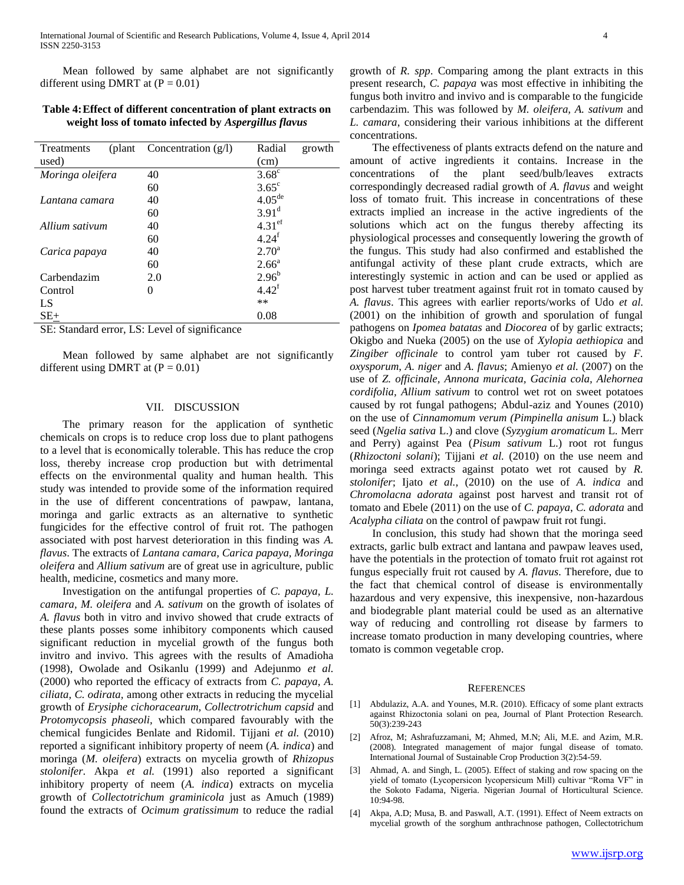Mean followed by same alphabet are not significantly different using DMRT at (P = 0.01)

**Table 4: Effect of different concentration of plant extracts on weight loss of tomato infected by *Aspergillus flavus***

| Treatments (plant used) | Concentration (g/l) | Radial growth (cm) |
|---|---|---|
| *Moringa oleifera* | 40 | $3.68^{c}$ |
| | 60 | $3.65^{c}$ |
| *Lantana camara* | 40 | $4.05^{de}$ |
| | 60 | $3.91^{d}$ |
| *Allium sativum* | 40 | $4.31^{ef}$ |
| | 60 | $4.24^{f}$ |
| *Carica papaya* | 40 | $2.70^{a}$ |
| | 60 | $2.66^{a}$ |
| Carbendazim | 2.0 | $2.96^{b}$ |
| Control | 0 | $4.42^{f}$ |
| LS | | ** |
| SE+ | | 0.08 |

SE: Standard error, LS: Level of significance

Mean followed by same alphabet are not significantly different using DMRT at (P = 0.01)

## VII. DISCUSSION

The primary reason for the application of synthetic chemicals on crops is to reduce crop loss due to plant pathogens to a level that is economically tolerable. This has reduce the crop loss, thereby increase crop production but with detrimental effects on the environmental quality and human health. This study was intended to provide some of the information required in the use of different concentrations of pawpaw, lantana, moringa and garlic extracts as an alternative to synthetic fungicides for the effective control of fruit rot. The pathogen associated with post harvest deterioration in this finding was *A. flavus*. The extracts of *Lantana camara, Carica papaya, Moringa oleifera* and *Allium sativum* are of great use in agriculture, public health, medicine, cosmetics and many more.

Investigation on the antifungal properties of *C. papaya, L. camara, M. oleifera* and *A. sativum* on the growth of isolates of *A. flavus* both in vitro and invivo showed that crude extracts of these plants posses some inhibitory components which caused significant reduction in mycelial growth of the fungus both invitro and invivo. This agrees with the results of Amadioha (1998), Owolade and Osikanlu (1999) and Adejunmo *et al.* (2000) who reported the efficacy of extracts from *C. papaya, A. ciliata, C. odirata*, among other extracts in reducing the mycelial growth of *Erysiphe cichoracearum, Collectrotrichum capsid* and *Protomycopsis phaseoli,* which compared favourably with the chemical fungicides Benlate and Ridomil. Tijjani *et al.* (2010) reported a significant inhibitory property of neem (*A. indica*) and moringa (*M. oleifera*) extracts on mycelia growth of *Rhizopus stolonifer*. Akpa *et al.* (1991) also reported a significant inhibitory property of neem (*A. indica*) extracts on mycelia growth of *Collectotrichum graminicola* just as Amuch (1989) found the extracts of *Ocimum gratissimum* to reduce the radial growth of *R. spp*. Comparing among the plant extracts in this present research, *C. papaya* was most effective in inhibiting the fungus both invitro and invivo and is comparable to the fungicide carbendazim. This was followed by *M. oleifera, A. sativum* and *L. camara,* considering their various inhibitions at the different concentrations.

The effectiveness of plants extracts defend on the nature and amount of active ingredients it contains. Increase in the concentrations of the plant seed/bulb/leaves extracts correspondingly decreased radial growth of *A. flavus* and weight loss of tomato fruit. This increase in concentrations of these extracts implied an increase in the active ingredients of the solutions which act on the fungus thereby affecting its physiological processes and consequently lowering the growth of the fungus. This study had also confirmed and established the antifungal activity of these plant crude extracts, which are interestingly systemic in action and can be used or applied as post harvest tuber treatment against fruit rot in tomato caused by *A. flavus*. This agrees with earlier reports/works of Udo *et al.* (2001) on the inhibition of growth and sporulation of fungal pathogens on *Ipomea batatas* and *Diocorea* of by garlic extracts; Okigbo and Nueka (2005) on the use of *Xylopia aethiopica* and *Zingiber officinale* to control yam tuber rot caused by *F. oxysporum*, *A. niger* and *A. flavus*; Amienyo *et al.* (2007) on the use of *Z. officinale, Annona muricata, Gacinia cola, Alehornea cordifolia, Allium sativum* to control wet rot on sweet potatoes caused by rot fungal pathogens; Abdul-aziz and Younes (2010) on the use of *Cinnamomum verum (Pimpinella anisum* L.) black seed (*Ngelia sativa* L.) and clove (*Syzygium aromaticum* L. Merr and Perry) against Pea (*Pisum sativum* L.) root rot fungus (*Rhizoctoni solani*); Tijjani *et al.* (2010) on the use neem and moringa seed extracts against potato wet rot caused by *R. stolonifer*; Ijato *et al.,* (2010) on the use of *A. indica* and *Chromolacna adorata* against post harvest and transit rot of tomato and Ebele (2011) on the use of *C. papaya*, *C. adorata* and *Acalypha ciliata* on the control of pawpaw fruit rot fungi.

In conclusion, this study had shown that the moringa seed extracts, garlic bulb extract and lantana and pawpaw leaves used, have the potentials in the protection of tomato fruit rot against rot fungus especially fruit rot caused by *A. flavus*. Therefore, due to the fact that chemical control of disease is environmentally hazardous and very expensive, this inexpensive, non-hazardous and biodegrable plant material could be used as an alternative way of reducing and controlling rot disease by farmers to increase tomato production in many developing countries, where tomato is common vegetable crop.

## REFERENCES

[1] Abdulaziz, A.A. and Younes, M.R. (2010). Efficacy of some plant extracts against Rhizoctonia solani on pea, Journal of Plant Protection Research. 50(3):239-243

[2] Afroz, M; Ashrafuzzamani, M; Ahmed, M.N; Ali, M.E. and Azim, M.R. (2008). Integrated management of major fungal disease of tomato. International Journal of Sustainable Crop Production 3(2):54-59.

[3] Ahmad, A. and Singh, L. (2005). Effect of staking and row spacing on the yield of tomato (Lycopersicon lycopersicum Mill) cultivar "Roma VF" in the Sokoto Fadama, Nigeria. Nigerian Journal of Horticultural Science. 10:94-98.

[4] Akpa, A.D; Musa, B. and Paswall, A.T. (1991). Effect of Neem extracts on mycelial growth of the sorghum anthrachnose pathogen, Collectotrichum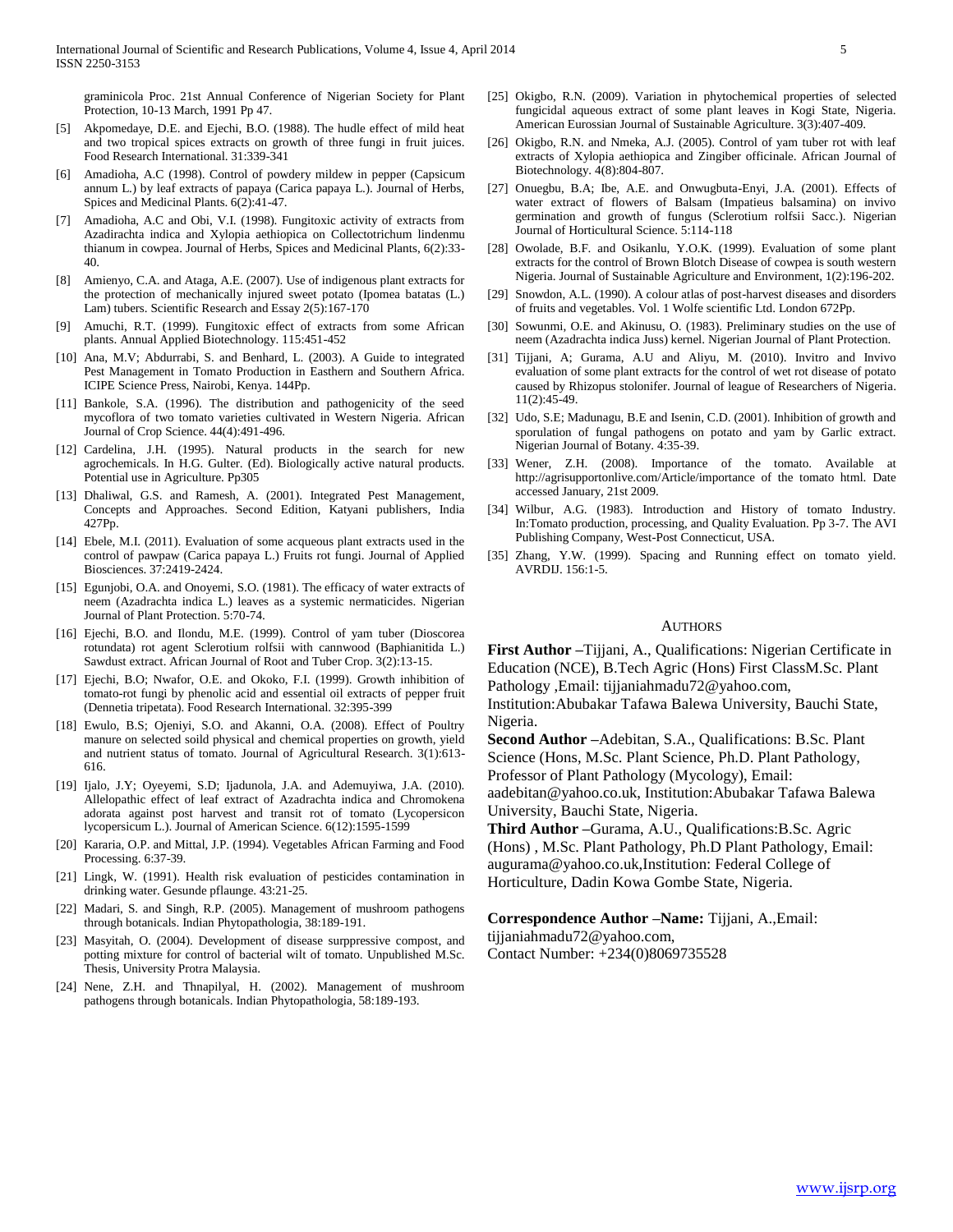graminicola Proc. 21st Annual Conference of Nigerian Society for Plant Protection, 10-13 March, 1991 Pp 47.

[5] Akpomedaye, D.E. and Ejechi, B.O. (1988). The hudle effect of mild heat and two tropical spices extracts on growth of three fungi in fruit juices. Food Research International. 31:339-341

[6] Amadioha, A.C (1998). Control of powdery mildew in pepper (Capsicum annum L.) by leaf extracts of papaya (Carica papaya L.). Journal of Herbs, Spices and Medicinal Plants. 6(2):41-47.

[7] Amadioha, A.C and Obi, V.I. (1998). Fungitoxic activity of extracts from Azadirachta indica and Xylopia aethiopica on Collectotrichum lindenmu thianum in cowpea. Journal of Herbs, Spices and Medicinal Plants, 6(2):33-40.

[8] Amienyo, C.A. and Ataga, A.E. (2007). Use of indigenous plant extracts for the protection of mechanically injured sweet potato (Ipomea batatas (L.) Lam) tubers. Scientific Research and Essay 2(5):167-170

[9] Amuchi, R.T. (1999). Fungitoxic effect of extracts from some African plants. Annual Applied Biotechnology. 115:451-452

[10] Ana, M.V; Abdurrabi, S. and Benhard, L. (2003). A Guide to integrated Pest Management in Tomato Production in Easthern and Southern Africa. ICIPE Science Press, Nairobi, Kenya. 144Pp.

[11] Bankole, S.A. (1996). The distribution and pathogenicity of the seed mycoflora of two tomato varieties cultivated in Western Nigeria. African Journal of Crop Science. 44(4):491-496.

[12] Cardelina, J.H. (1995). Natural products in the search for new agrochemicals. In H.G. Gulter. (Ed). Biologically active natural products. Potential use in Agriculture. Pp305

[13] Dhaliwal, G.S. and Ramesh, A. (2001). Integrated Pest Management, Concepts and Approaches. Second Edition, Katyani publishers, India 427Pp.

[14] Ebele, M.I. (2011). Evaluation of some acqueous plant extracts used in the control of pawpaw (Carica papaya L.) Fruits rot fungi. Journal of Applied Biosciences. 37:2419-2424.

[15] Egunjobi, O.A. and Onoyemi, S.O. (1981). The efficacy of water extracts of neem (Azadrachta indica L.) leaves as a systemic nermaticides. Nigerian Journal of Plant Protection. 5:70-74.

[16] Ejechi, B.O. and Ilondu, M.E. (1999). Control of yam tuber (Dioscorea rotundata) rot agent Sclerotium rolfsii with cannwood (Baphianitida L.) Sawdust extract. African Journal of Root and Tuber Crop. 3(2):13-15.

[17] Ejechi, B.O; Nwafor, O.E. and Okoko, F.I. (1999). Growth inhibition of tomato-rot fungi by phenolic acid and essential oil extracts of pepper fruit (Dennetia tripetata). Food Research International. 32:395-399

[18] Ewulo, B.S; Ojeniyi, S.O. and Akanni, O.A. (2008). Effect of Poultry manure on selected soild physical and chemical properties on growth, yield and nutrient status of tomato. Journal of Agricultural Research. 3(1):613-616.

[19] Ijalo, J.Y; Oyeyemi, S.D; Ijadunola, J.A. and Ademuyiwa, J.A. (2010). Allelopathic effect of leaf extract of Azadrachta indica and Chromokena adorata against post harvest and transit rot of tomato (Lycopersicon lycopersicum L.). Journal of American Science. 6(12):1595-1599

[20] Kararia, O.P. and Mittal, J.P. (1994). Vegetables African Farming and Food Processing. 6:37-39.

[21] Lingk, W. (1991). Health risk evaluation of pesticides contamination in drinking water. Gesunde pflaunge. 43:21-25.

[22] Madari, S. and Singh, R.P. (2005). Management of mushroom pathogens through botanicals. Indian Phytopathologia, 38:189-191.

[23] Masyitah, O. (2004). Development of disease surppressive compost, and potting mixture for control of bacterial wilt of tomato. Unpublished M.Sc. Thesis, University Protra Malaysia.

[24] Nene, Z.H. and Thnapilyal, H. (2002). Management of mushroom pathogens through botanicals. Indian Phytopathologia, 58:189-193.

[25] Okigbo, R.N. (2009). Variation in phytochemical properties of selected fungicidal aqueous extract of some plant leaves in Kogi State, Nigeria. American Eurossian Journal of Sustainable Agriculture. 3(3):407-409.

[26] Okigbo, R.N. and Nmeka, A.J. (2005). Control of yam tuber rot with leaf extracts of Xylopia aethiopica and Zingiber officinale. African Journal of Biotechnology. 4(8):804-807.

[27] Onuegbu, B.A; Ibe, A.E. and Onwugbuta-Enyi, J.A. (2001). Effects of water extract of flowers of Balsam (Impatieus balsamina) on invivo germination and growth of fungus (Sclerotium rolfsii Sacc.). Nigerian Journal of Horticultural Science. 5:114-118

[28] Owolade, B.F. and Osikanlu, Y.O.K. (1999). Evaluation of some plant extracts for the control of Brown Blotch Disease of cowpea is south western Nigeria. Journal of Sustainable Agriculture and Environment, 1(2):196-202.

[29] Snowdon, A.L. (1990). A colour atlas of post-harvest diseases and disorders of fruits and vegetables. Vol. 1 Wolfe scientific Ltd. London 672Pp.

[30] Sowunmi, O.E. and Akinusu, O. (1983). Preliminary studies on the use of neem (Azadrachta indica Juss) kernel. Nigerian Journal of Plant Protection.

[31] Tijjani, A; Gurama, A.U and Aliyu, M. (2010). Invitro and Invivo evaluation of some plant extracts for the control of wet rot disease of potato caused by Rhizopus stolonifer. Journal of league of Researchers of Nigeria. 11(2):45-49.

[32] Udo, S.E; Madunagu, B.E and Isenin, C.D. (2001). Inhibition of growth and sporulation of fungal pathogens on potato and yam by Garlic extract. Nigerian Journal of Botany. 4:35-39.

[33] Wener, Z.H. (2008). Importance of the tomato. Available at http://agrisupportonlive.com/Article/importance of the tomato html. Date accessed January, 21st 2009.

[34] Wilbur, A.G. (1983). Introduction and History of tomato Industry. In:Tomato production, processing, and Quality Evaluation. Pp 3-7. The AVI Publishing Company, West-Post Connecticut, USA.

[35] Zhang, Y.W. (1999). Spacing and Running effect on tomato yield. AVRDIJ. 156:1-5.

## AUTHORS

**First Author** –Tijjani, A., Qualifications: Nigerian Certificate in Education (NCE), B.Tech Agric (Hons) First ClassM.Sc. Plant Pathology ,Email: tijjaniahmadu72@yahoo.com, Institution:Abubakar Tafawa Balewa University, Bauchi State, Nigeria.

**Second Author** –Adebitan, S.A., Qualifications: B.Sc. Plant Science (Hons, M.Sc. Plant Science, Ph.D. Plant Pathology, Professor of Plant Pathology (Mycology), Email: aadebitan@yahoo.co.uk, Institution:Abubakar Tafawa Balewa University, Bauchi State, Nigeria.

**Third Author** –Gurama, A.U., Qualifications:B.Sc. Agric (Hons) , M.Sc. Plant Pathology, Ph.D Plant Pathology, Email: augurama@yahoo.co.uk,Institution: Federal College of Horticulture, Dadin Kowa Gombe State, Nigeria.

**Correspondence Author** –**Name:** Tijjani, A.,Email: tijjaniahmadu72@yahoo.com,
Contact Number: +234(0)8069735528